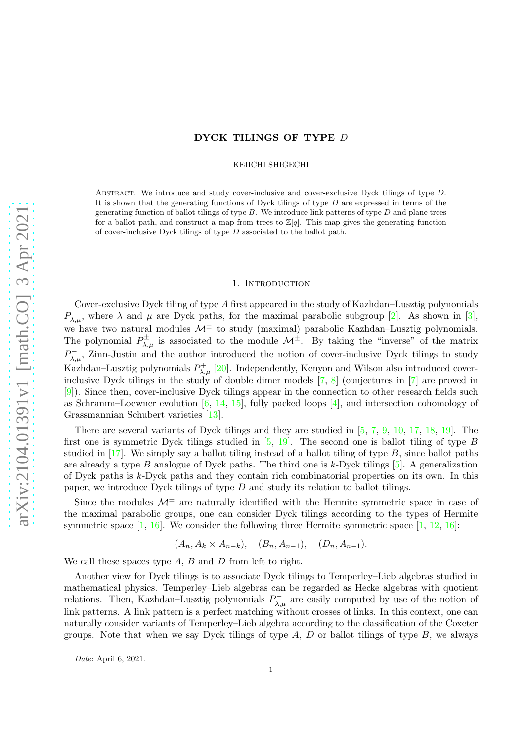# DYCK TILINGS OF TYPE $D$

KEIICHI SHIGECHI

Abstract. We introduce and study cover-inclusive and cover-exclusive Dyck tilings of type $D$. It is shown that the generating functions of Dyck tilings of type $D$ are expressed in terms of the generating function of ballot tilings of type $B$. We introduce link patterns of type $D$ and plane trees for a ballot path, and construct a map from trees to $\mathbb{Z}[q]$. This map gives the generating function of cover-inclusive Dyck tilings of type $D$ associated to the ballot path.

## 1. Introduction

Cover-exclusive Dyck tiling of type $A$ first appeared in the study of Kazhdan–Lusztig polynomials $P^{-}_{\lambda,\mu}$, where $\lambda$ and $\mu$ are Dyck paths, for the maximal parabolic subgroup [2]. As shown in [3], we have two natural modules $\mathcal{M}^{\pm}$ to study (maximal) parabolic Kazhdan–Lusztig polynomials. The polynomial $P^{\pm}_{\lambda,\mu}$ is associated to the module $\mathcal{M}^{\pm}$. By taking the "inverse" of the matrix $P^{-}_{\lambda,\mu}$, Zinn-Justin and the author introduced the notion of cover-inclusive Dyck tilings to study Kazhdan–Lusztig polynomials $P^{+}_{\lambda,\mu}$ [20]. Independently, Kenyon and Wilson also introduced cover-inclusive Dyck tilings in the study of double dimer models [7, 8] (conjectures in [7] are proved in [9]). Since then, cover-inclusive Dyck tilings appear in the connection to other research fields such as Schramm–Loewner evolution [6, 14, 15], fully packed loops [4], and intersection cohomology of Grassmannian Schubert varieties [13].

There are several variants of Dyck tilings and they are studied in [5, 7, 9, 10, 17, 18, 19]. The first one is symmetric Dyck tilings studied in [5, 19]. The second one is ballot tiling of type $B$ studied in [17]. We simply say a ballot tiling instead of a ballot tiling of type $B$, since ballot paths are already a type $B$ analogue of Dyck paths. The third one is $k$-Dyck tilings [5]. A generalization of Dyck paths is $k$-Dyck paths and they contain rich combinatorial properties on its own. In this paper, we introduce Dyck tilings of type $D$ and study its relation to ballot tilings.

Since the modules $\mathcal{M}^{\pm}$ are naturally identified with the Hermite symmetric space in case of the maximal parabolic groups, one can consider Dyck tilings according to the types of Hermite symmetric space [1, 16]. We consider the following three Hermite symmetric space [1, 12, 16]:

$$(A_n, A_k \times A_{n-k}), \quad (B_n, A_{n-1}), \quad (D_n, A_{n-1}).$$

We call these spaces type $A$, $B$ and $D$ from left to right.

Another view for Dyck tilings is to associate Dyck tilings to Temperley–Lieb algebras studied in mathematical physics. Temperley–Lieb algebras can be regarded as Hecke algebras with quotient relations. Then, Kazhdan–Lusztig polynomials $P^{-}_{\lambda,\mu}$ are easily computed by use of the notion of link patterns. A link pattern is a perfect matching without crosses of links. In this context, one can naturally consider variants of Temperley–Lieb algebra according to the classification of the Coxeter groups. Note that when we say Dyck tilings of type $A$, $D$ or ballot tilings of type $B$, we always

*Date*: April 6, 2021.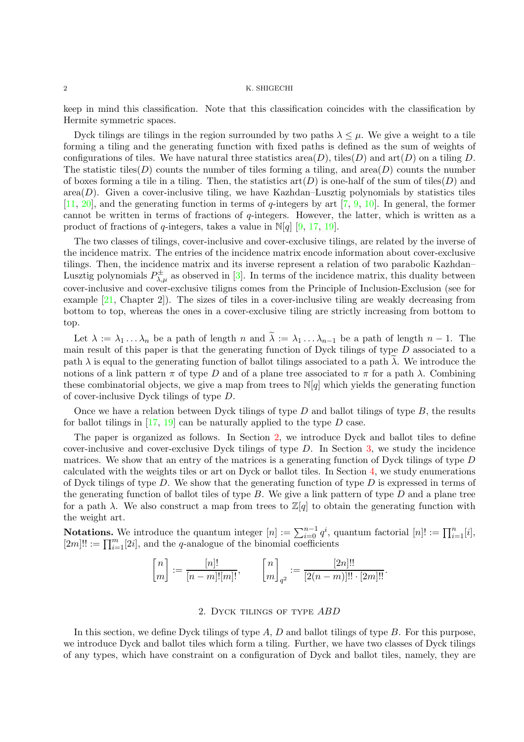keep in mind this classification. Note that this classification coincides with the classification by Hermite symmetric spaces.

Dyck tilings are tilings in the region surrounded by two paths $\lambda \le \mu$. We give a weight to a tile forming a tiling and the generating function with fixed paths is defined as the sum of weights of configurations of tiles. We have natural three statistics $\mathrm{area}(D)$, $\mathrm{tiles}(D)$ and $\mathrm{art}(D)$ on a tiling $D$. The statistic $\mathrm{tiles}(D)$ counts the number of tiles forming a tiling, and $\mathrm{area}(D)$ counts the number of boxes forming a tile in a tiling. Then, the statistics $\mathrm{art}(D)$ is one-half of the sum of $\mathrm{tiles}(D)$ and $\mathrm{area}(D)$. Given a cover-inclusive tiling, we have Kazhdan–Lusztig polynomials by statistics tiles [11, 20], and the generating function in terms of $q$-integers by art [7, 9, 10]. In general, the former cannot be written in terms of fractions of $q$-integers. However, the latter, which is written as a product of fractions of $q$-integers, takes a value in $\mathbb{N}[q]$ [9, 17, 19].

The two classes of tilings, cover-inclusive and cover-exclusive tilings, are related by the inverse of the incidence matrix. The entries of the incidence matrix encode information about cover-exclusive tilings. Then, the incidence matrix and its inverse represent a relation of two parabolic Kazhdan–Lusztig polynomials $P^{\pm}_{\lambda,\mu}$ as observed in [3]. In terms of the incidence matrix, this duality between cover-inclusive and cover-exclusive tiligns comes from the Principle of Inclusion-Exclusion (see for example [21, Chapter 2]). The sizes of tiles in a cover-inclusive tiling are weakly decreasing from bottom to top, whereas the ones in a cover-exclusive tiling are strictly increasing from bottom to top.

Let $\lambda := \lambda_1 \dots \lambda_n$ be a path of length $n$ and $\widetilde{\lambda} := \lambda_1 \dots \lambda_{n-1}$ be a path of length $n-1$. The main result of this paper is that the generating function of Dyck tilings of type $D$ associated to a path $\lambda$ is equal to the generating function of ballot tilings associated to a path $\widetilde{\lambda}$. We introduce the notions of a link pattern $\pi$ of type $D$ and of a plane tree associated to $\pi$ for a path $\lambda$. Combining these combinatorial objects, we give a map from trees to $\mathbb{N}[q]$ which yields the generating function of cover-inclusive Dyck tilings of type $D$.

Once we have a relation between Dyck tilings of type $D$ and ballot tilings of type $B$, the results for ballot tilings in [17, 19] can be naturally applied to the type $D$ case.

The paper is organized as follows. In Section 2, we introduce Dyck and ballot tiles to define cover-inclusive and cover-exclusive Dyck tilings of type $D$. In Section 3, we study the incidence matrices. We show that an entry of the matrices is a generating function of Dyck tilings of type $D$ calculated with the weights tiles or art on Dyck or ballot tiles. In Section 4, we study enumerations of Dyck tilings of type $D$. We show that the generating function of type $D$ is expressed in terms of the generating function of ballot tiles of type $B$. We give a link pattern of type $D$ and a plane tree for a path $\lambda$. We also construct a map from trees to $\mathbb{Z}[q]$ to obtain the generating function with the weight art.

**Notations.** We introduce the quantum integer $[n] := \sum_{i=0}^{n-1} q^i$, quantum factorial $[n]! := \prod_{i=1}^{n}[i]$, $[2m]!! := \prod_{i=1}^{m}[2i]$, and the $q$-analogue of the binomial coefficients

$$\begin{bmatrix} n \\ m \end{bmatrix} := \frac{[n]!}{[n-m]![m]!}, \qquad \begin{bmatrix} n \\ m \end{bmatrix}_{q^2} := \frac{[2n]!!}{[2(n-m)]!! \cdot [2m]!!}.$$

## 2. Dyck tilings of type $ABD$

In this section, we define Dyck tilings of type $A$, $D$ and ballot tilings of type $B$. For this purpose, we introduce Dyck and ballot tiles which form a tiling. Further, we have two classes of Dyck tilings of any types, which have constraint on a configuration of Dyck and ballot tiles, namely, they are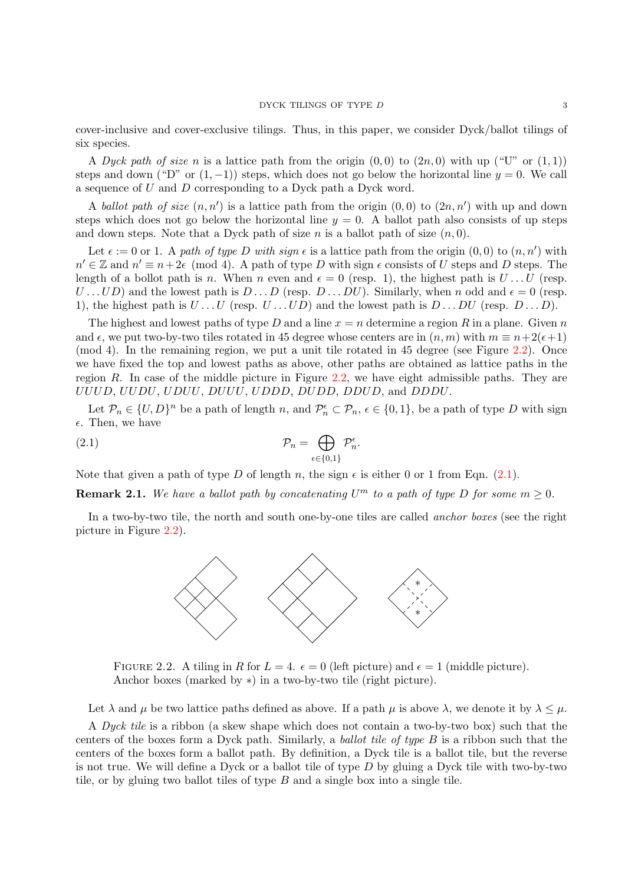cover-inclusive and cover-exclusive tilings. Thus, in this paper, we consider Dyck/ballot tilings of six species.

A *Dyck path of size* $n$ is a lattice path from the origin $(0,0)$ to $(2n,0)$ with up ("U" or $(1,1)$) steps and down ("D" or $(1,-1)$) steps, which does not go below the horizontal line $y=0$. We call a sequence of $U$ and $D$ corresponding to a Dyck path a Dyck word.

A *ballot path of size* $(n,n')$ is a lattice path from the origin $(0,0)$ to $(2n,n')$ with up and down steps which does not go below the horizontal line $y=0$. A ballot path also consists of up steps and down steps. Note that a Dyck path of size $n$ is a ballot path of size $(n,0)$.

Let $\epsilon := 0$ or $1$. A *path of type* $D$ *with sign* $\epsilon$ is a lattice path from the origin $(0,0)$ to $(n,n')$ with $n'\in\mathbb{Z}$ and $n'\equiv n+2\epsilon \pmod 4$. A path of type $D$ with sign $\epsilon$ consists of $U$ steps and $D$ steps. The length of a bollot path is $n$. When $n$ even and $\epsilon=0$ (resp. 1), the highest path is $U\dots U$ (resp. $U\dots UD$) and the lowest path is $D\dots D$ (resp. $D\dots DU$). Similarly, when $n$ odd and $\epsilon=0$ (resp. 1), the highest path is $U\dots U$ (resp. $U\dots UD$) and the lowest path is $D\dots DU$ (resp. $D\dots D$).

The highest and lowest paths of type $D$ and a line $x=n$ determine a region $R$ in a plane. Given $n$ and $\epsilon$, we put two-by-two tiles rotated in 45 degree whose centers are in $(n,m)$ with $m\equiv n+2(\epsilon+1) \pmod 4$. In the remaining region, we put a unit tile rotated in 45 degree (see Figure 2.2). Once we have fixed the top and lowest paths as above, other paths are obtained as lattice paths in the region $R$. In case of the middle picture in Figure 2.2, we have eight admissible paths. They are $UUUD$, $UUDU$, $UDUU$, $DUUU$, $UDDD$, $DUDD$, $DDUD$, and $DDDU$.

Let $\mathcal{P}_n\in\{U,D\}^n$ be a path of length $n$, and $\mathcal{P}_n^\epsilon\subset\mathcal{P}_n$, $\epsilon\in\{0,1\}$, be a path of type $D$ with sign $\epsilon$. Then, we have

$$\mathcal{P}_n=\bigoplus_{\epsilon\in\{0,1\}}\mathcal{P}_n^\epsilon. \tag{2.1}$$

Note that given a path of type $D$ of length $n$, the sign $\epsilon$ is either 0 or 1 from Eqn. (2.1).

**Remark 2.1.** *We have a ballot path by concatenating* $U^m$ *to a path of type* $D$ *for some* $m\geq 0$.

In a two-by-two tile, the north and south one-by-one tiles are called *anchor boxes* (see the right picture in Figure 2.2).

FIGURE 2.2. A tiling in $R$ for $L=4$. $\epsilon=0$ (left picture) and $\epsilon=1$ (middle picture). Anchor boxes (marked by $*$) in a two-by-two tile (right picture).

Let $\lambda$ and $\mu$ be two lattice paths defined as above. If a path $\mu$ is above $\lambda$, we denote it by $\lambda\leq\mu$.

A *Dyck tile* is a ribbon (a skew shape which does not contain a two-by-two box) such that the centers of the boxes form a Dyck path. Similarly, a *ballot tile of type* $B$ is a ribbon such that the centers of the boxes form a ballot path. By definition, a Dyck tile is a ballot tile, but the reverse is not true. We will define a Dyck or a ballot tile of type $D$ by gluing a Dyck tile with two-by-two tile, or by gluing two ballot tiles of type $B$ and a single box into a single tile.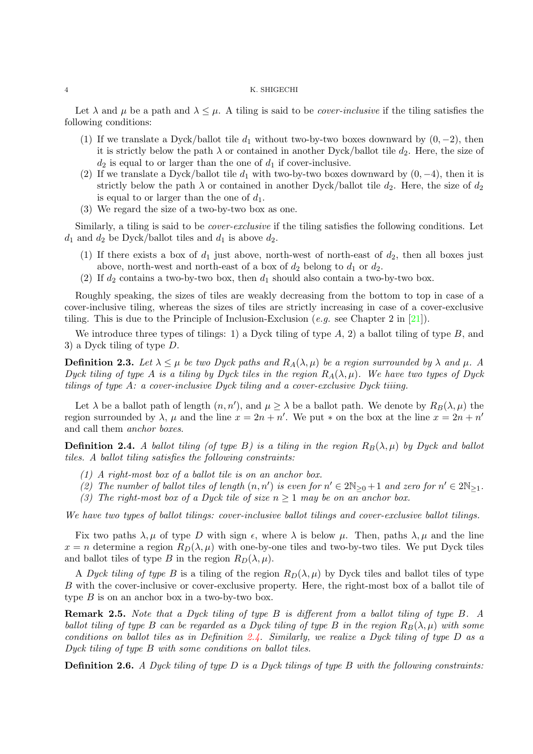Let $\lambda$ and $\mu$ be a path and $\lambda \leq \mu$. A tiling is said to be *cover-inclusive* if the tiling satisfies the following conditions:

(1) If we translate a Dyck/ballot tile $d_1$ without two-by-two boxes downward by $(0, -2)$, then it is strictly below the path $\lambda$ or contained in another Dyck/ballot tile $d_2$. Here, the size of $d_2$ is equal to or larger than the one of $d_1$ if cover-inclusive.
(2) If we translate a Dyck/ballot tile $d_1$ with two-by-two boxes downward by $(0, -4)$, then it is strictly below the path $\lambda$ or contained in another Dyck/ballot tile $d_2$. Here, the size of $d_2$ is equal to or larger than the one of $d_1$.
(3) We regard the size of a two-by-two box as one.

Similarly, a tiling is said to be *cover-exclusive* if the tiling satisfies the following conditions. Let $d_1$ and $d_2$ be Dyck/ballot tiles and $d_1$ is above $d_2$.

(1) If there exists a box of $d_1$ just above, north-west of north-east of $d_2$, then all boxes just above, north-west and north-east of a box of $d_2$ belong to $d_1$ or $d_2$.
(2) If $d_2$ contains a two-by-two box, then $d_1$ should also contain a two-by-two box.

Roughly speaking, the sizes of tiles are weakly decreasing from the bottom to top in case of a cover-inclusive tiling, whereas the sizes of tiles are strictly increasing in case of a cover-exclusive tiling. This is due to the Principle of Inclusion-Exclusion (*e.g.* see Chapter 2 in [21]).

We introduce three types of tilings: 1) a Dyck tiling of type $A$, 2) a ballot tiling of type $B$, and 3) a Dyck tiling of type $D$.

**Definition 2.3.** *Let $\lambda \leq \mu$ be two Dyck paths and $R_A(\lambda, \mu)$ be a region surrounded by $\lambda$ and $\mu$. A Dyck tiling of type $A$ is a tiling by Dyck tiles in the region $R_A(\lambda, \mu)$. We have two types of Dyck tilings of type $A$: a cover-inclusive Dyck tiling and a cover-exclusive Dyck tiing.*

Let $\lambda$ be a ballot path of length $(n, n')$, and $\mu \geq \lambda$ be a ballot path. We denote by $R_B(\lambda, \mu)$ the region surrounded by $\lambda$, $\mu$ and the line $x = 2n + n'$. We put $*$ on the box at the line $x = 2n + n'$ and call them *anchor boxes*.

**Definition 2.4.** *A ballot tiling (of type $B$) is a tiling in the region $R_B(\lambda, \mu)$ by Dyck and ballot tiles. A ballot tiling satisfies the following constraints:*

*(1) A right-most box of a ballot tile is on an anchor box.*
*(2) The number of ballot tiles of length $(n, n')$ is even for $n' \in 2\mathbb{N}_{\geq 0} + 1$ and zero for $n' \in 2\mathbb{N}_{\geq 1}$.*
*(3) The right-most box of a Dyck tile of size $n \geq 1$ may be on an anchor box.*

*We have two types of ballot tilings: cover-inclusive ballot tilings and cover-exclusive ballot tilings.*

Fix two paths $\lambda, \mu$ of type $D$ with sign $\epsilon$, where $\lambda$ is below $\mu$. Then, paths $\lambda, \mu$ and the line $x = n$ determine a region $R_D(\lambda, \mu)$ with one-by-one tiles and two-by-two tiles. We put Dyck tiles and ballot tiles of type $B$ in the region $R_D(\lambda, \mu)$.

A *Dyck tiling of type $B$* is a tiling of the region $R_D(\lambda, \mu)$ by Dyck tiles and ballot tiles of type $B$ with the cover-inclusive or cover-exclusive property. Here, the right-most box of a ballot tile of type $B$ is on an anchor box in a two-by-two box.

**Remark 2.5.** *Note that a Dyck tiling of type $B$ is different from a ballot tiling of type $B$. A ballot tiling of type $B$ can be regarded as a Dyck tiling of type $B$ in the region $R_B(\lambda, \mu)$ with some conditions on ballot tiles as in Definition 2.4. Similarly, we realize a Dyck tiling of type $D$ as a Dyck tiling of type $B$ with some conditions on ballot tiles.*

**Definition 2.6.** *A Dyck tiling of type $D$ is a Dyck tilings of type $B$ with the following constraints:*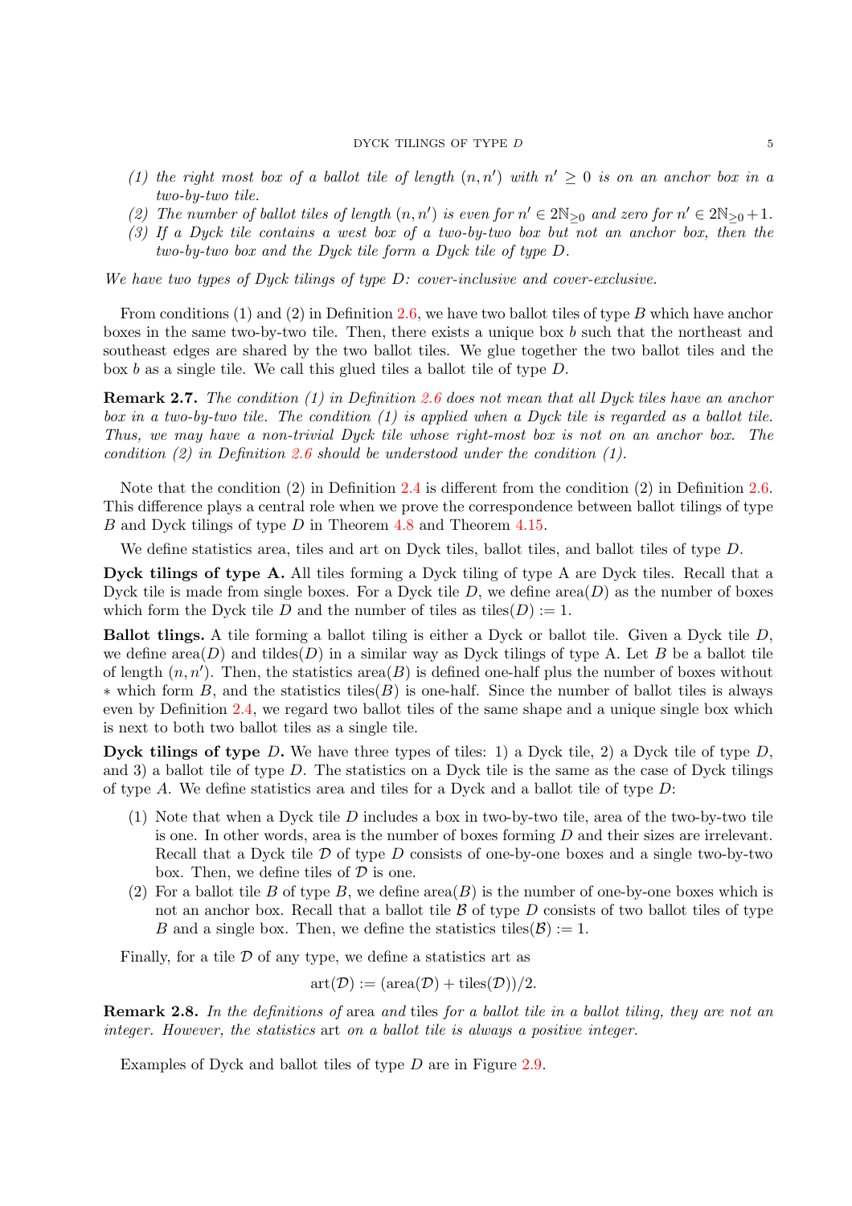*(1) the right most box of a ballot tile of length $(n, n')$ with $n' \geq 0$ is on an anchor box in a two-by-two tile.*

*(2) The number of ballot tiles of length $(n, n')$ is even for $n' \in 2\mathbb{N}_{\geq 0}$ and zero for $n' \in 2\mathbb{N}_{\geq 0}+1$.*

*(3) If a Dyck tile contains a west box of a two-by-two box but not an anchor box, then the two-by-two box and the Dyck tile form a Dyck tile of type $D$.*

*We have two types of Dyck tilings of type $D$: cover-inclusive and cover-exclusive.*

From conditions (1) and (2) in Definition 2.6, we have two ballot tiles of type $B$ which have anchor boxes in the same two-by-two tile. Then, there exists a unique box $b$ such that the northeast and southeast edges are shared by the two ballot tiles. We glue together the two ballot tiles and the box $b$ as a single tile. We call this glued tiles a ballot tile of type $D$.

**Remark 2.7.** *The condition (1) in Definition 2.6 does not mean that all Dyck tiles have an anchor box in a two-by-two tile. The condition (1) is applied when a Dyck tile is regarded as a ballot tile. Thus, we may have a non-trivial Dyck tile whose right-most box is not on an anchor box. The condition (2) in Definition 2.6 should be understood under the condition (1).*

Note that the condition (2) in Definition 2.4 is different from the condition (2) in Definition 2.6. This difference plays a central role when we prove the correspondence between ballot tilings of type $B$ and Dyck tilings of type $D$ in Theorem 4.8 and Theorem 4.15.

We define statistics area, tiles and art on Dyck tiles, ballot tiles, and ballot tiles of type $D$.

**Dyck tilings of type A.** All tiles forming a Dyck tiling of type A are Dyck tiles. Recall that a Dyck tile is made from single boxes. For a Dyck tile $D$, we define $\mathrm{area}(D)$ as the number of boxes which form the Dyck tile $D$ and the number of tiles as $\mathrm{tiles}(D) := 1$.

**Ballot tlings.** A tile forming a ballot tiling is either a Dyck or ballot tile. Given a Dyck tile $D$, we define $\mathrm{area}(D)$ and $\mathrm{tildes}(D)$ in a similar way as Dyck tilings of type A. Let $B$ be a ballot tile of length $(n, n')$. Then, the statistics $\mathrm{area}(B)$ is defined one-half plus the number of boxes without $*$ which form $B$, and the statistics $\mathrm{tiles}(B)$ is one-half. Since the number of ballot tiles is always even by Definition 2.4, we regard two ballot tiles of the same shape and a unique single box which is next to both two ballot tiles as a single tile.

**Dyck tilings of type $D$.** We have three types of tiles: 1) a Dyck tile, 2) a Dyck tile of type $D$, and 3) a ballot tile of type $D$. The statistics on a Dyck tile is the same as the case of Dyck tilings of type $A$. We define statistics area and tiles for a Dyck and a ballot tile of type $D$:

(1) Note that when a Dyck tile $D$ includes a box in two-by-two tile, area of the two-by-two tile is one. In other words, area is the number of boxes forming $D$ and their sizes are irrelevant. Recall that a Dyck tile $\mathcal{D}$ of type $D$ consists of one-by-one boxes and a single two-by-two box. Then, we define tiles of $\mathcal{D}$ is one.

(2) For a ballot tile $B$ of type $B$, we define $\mathrm{area}(B)$ is the number of one-by-one boxes which is not an anchor box. Recall that a ballot tile $\mathcal{B}$ of type $D$ consists of two ballot tiles of type $B$ and a single box. Then, we define the statistics $\mathrm{tiles}(\mathcal{B}) := 1$.

Finally, for a tile $\mathcal{D}$ of any type, we define a statistics art as

$$\mathrm{art}(\mathcal{D}) := (\mathrm{area}(\mathcal{D}) + \mathrm{tiles}(\mathcal{D}))/2.$$

**Remark 2.8.** *In the definitions of* area *and* tiles *for a ballot tile in a ballot tiling, they are not an integer. However, the statistics* art *on a ballot tile is always a positive integer.*

Examples of Dyck and ballot tiles of type $D$ are in Figure 2.9.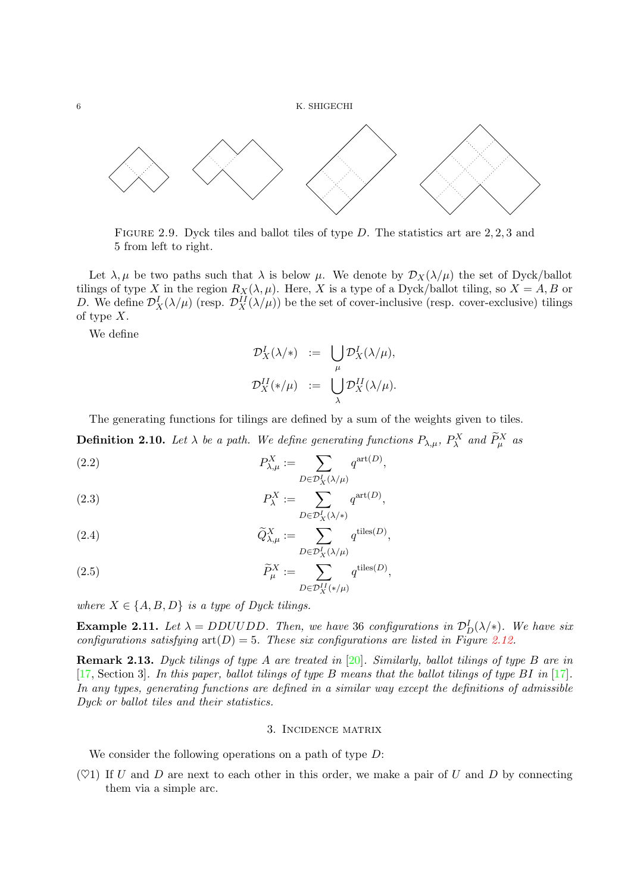FIGURE 2.9. Dyck tiles and ballot tiles of type $D$. The statistics art are $2, 2, 3$ and $5$ from left to right.

Let $\lambda, \mu$ be two paths such that $\lambda$ is below $\mu$. We denote by $\mathcal{D}_X(\lambda/\mu)$ the set of Dyck/ballot tilings of type $X$ in the region $R_X(\lambda, \mu)$. Here, $X$ is a type of a Dyck/ballot tiling, so $X = A, B$ or $D$. We define $\mathcal{D}^I_X(\lambda/\mu)$ (resp. $\mathcal{D}^{II}_X(\lambda/\mu)$) be the set of cover-inclusive (resp. cover-exclusive) tilings of type $X$.

We define

$$
\begin{aligned}
\mathcal{D}^I_X(\lambda/*) &:= \bigcup_{\mu} \mathcal{D}^I_X(\lambda/\mu), \\
\mathcal{D}^{II}_X(*/\mu) &:= \bigcup_{\lambda} \mathcal{D}^{II}_X(\lambda/\mu).
\end{aligned}
$$

The generating functions for tilings are defined by a sum of the weights given to tiles.

**Definition 2.10.** *Let $\lambda$ be a path. We define generating functions $P_{\lambda,\mu}$, $P^X_\lambda$ and $\widetilde{P}^X_\mu$ as*

$$
P^X_{\lambda,\mu} := \sum_{D \in \mathcal{D}^I_X(\lambda/\mu)} q^{\mathrm{art}(D)}, \tag{2.2}
$$

$$
P^X_{\lambda} := \sum_{D \in \mathcal{D}^I_X(\lambda/*)} q^{\mathrm{art}(D)}, \tag{2.3}
$$

$$
\widetilde{Q}^X_{\lambda,\mu} := \sum_{D \in \mathcal{D}^I_X(\lambda/\mu)} q^{\mathrm{tiles}(D)}, \tag{2.4}
$$

$$
\widetilde{P}^X_{\mu} := \sum_{D \in \mathcal{D}^{II}_X(*/\mu)} q^{\mathrm{tiles}(D)}, \tag{2.5}
$$

*where $X \in \{A, B, D\}$ is a type of Dyck tilings.*

**Example 2.11.** *Let $\lambda = DDUUDD$. Then, we have 36 configurations in $\mathcal{D}^I_D(\lambda/*)$. We have six configurations satisfying $\mathrm{art}(D) = 5$. These six configurations are listed in Figure 2.12.*

**Remark 2.13.** *Dyck tilings of type $A$ are treated in [20]. Similarly, ballot tilings of type $B$ are in [17, Section 3]. In this paper, ballot tilings of type $B$ means that the ballot tilings of type $BI$ in [17]. In any types, generating functions are defined in a similar way except the definitions of admissible Dyck or ballot tiles and their statistics.*

## 3. INCIDENCE MATRIX

We consider the following operations on a path of type $D$:

(♡1) If $U$ and $D$ are next to each other in this order, we make a pair of $U$ and $D$ by connecting them via a simple arc.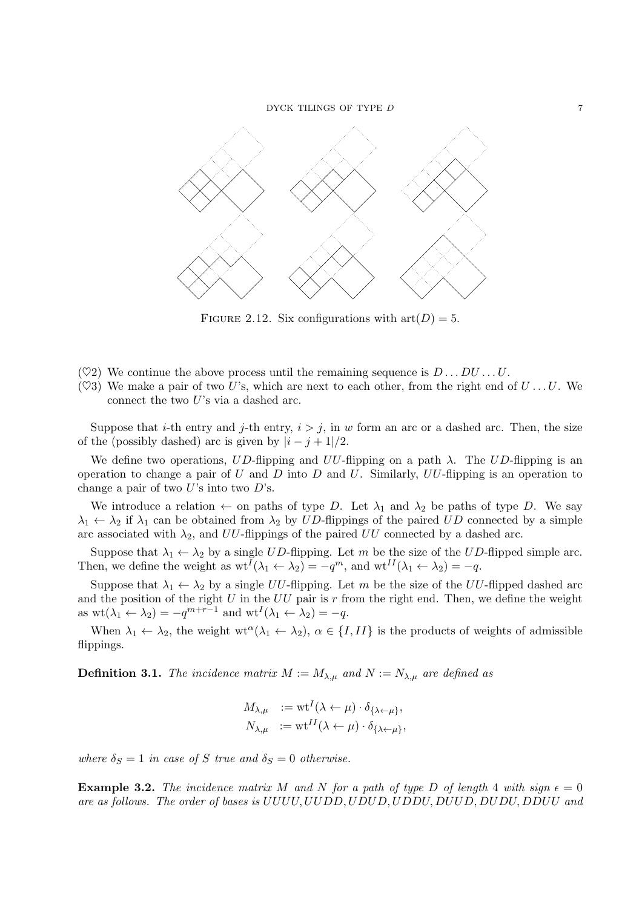FIGURE 2.12. Six configurations with $\mathrm{art}(D)=5$.

(♡2) We continue the above process until the remaining sequence is $D\dots DU\dots U$.

(♡3) We make a pair of two $U$'s, which are next to each other, from the right end of $U\dots U$. We connect the two $U$'s via a dashed arc.

Suppose that $i$-th entry and $j$-th entry, $i>j$, in $w$ form an arc or a dashed arc. Then, the size of the (possibly dashed) arc is given by $|i-j+1|/2$.

We define two operations, $UD$-flipping and $UU$-flipping on a path $\lambda$. The $UD$-flipping is an operation to change a pair of $U$ and $D$ into $D$ and $U$. Similarly, $UU$-flipping is an operation to change a pair of two $U$'s into two $D$'s.

We introduce a relation $\leftarrow$ on paths of type $D$. Let $\lambda_1$ and $\lambda_2$ be paths of type $D$. We say $\lambda_1\leftarrow\lambda_2$ if $\lambda_1$ can be obtained from $\lambda_2$ by $UD$-flippings of the paired $UD$ connected by a simple arc associated with $\lambda_2$, and $UU$-flippings of the paired $UU$ connected by a dashed arc.

Suppose that $\lambda_1\leftarrow\lambda_2$ by a single $UD$-flipping. Let $m$ be the size of the $UD$-flipped simple arc. Then, we define the weight as $\mathrm{wt}^I(\lambda_1\leftarrow\lambda_2)=-q^m$, and $\mathrm{wt}^{II}(\lambda_1\leftarrow\lambda_2)=-q$.

Suppose that $\lambda_1\leftarrow\lambda_2$ by a single $UU$-flipping. Let $m$ be the size of the $UU$-flipped dashed arc and the position of the right $U$ in the $UU$ pair is $r$ from the right end. Then, we define the weight as $\mathrm{wt}(\lambda_1\leftarrow\lambda_2)=-q^{m+r-1}$ and $\mathrm{wt}^I(\lambda_1\leftarrow\lambda_2)=-q$.

When $\lambda_1\leftarrow\lambda_2$, the weight $\mathrm{wt}^\alpha(\lambda_1\leftarrow\lambda_2)$, $\alpha\in\{I,II\}$ is the products of weights of admissible flippings.

**Definition 3.1.** *The incidence matrix $M:=M_{\lambda,\mu}$ and $N:=N_{\lambda,\mu}$ are defined as*

$$
\begin{aligned}
M_{\lambda,\mu} &:= \mathrm{wt}^I(\lambda\leftarrow\mu)\cdot\delta_{\{\lambda\leftarrow\mu\}},\\
N_{\lambda,\mu} &:= \mathrm{wt}^{II}(\lambda\leftarrow\mu)\cdot\delta_{\{\lambda\leftarrow\mu\}},
\end{aligned}
$$

*where $\delta_S=1$ in case of $S$ true and $\delta_S=0$ otherwise.*

**Example 3.2.** *The incidence matrix $M$ and $N$ for a path of type $D$ of length $4$ with sign $\epsilon=0$ are as follows. The order of bases is $UUUU, UUDD, UDUD, UDDU, DUUD, DUDU, DDUU$ and*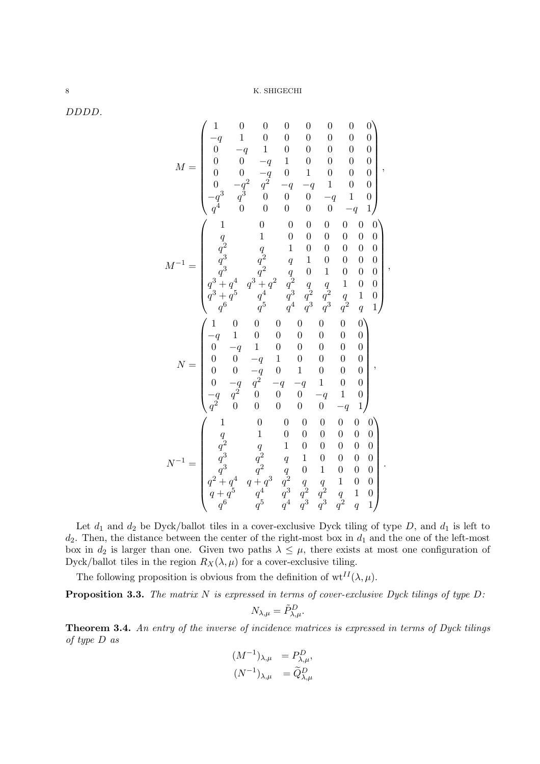*DDDD*.

$$M = \begin{pmatrix} 1 & 0 & 0 & 0 & 0 & 0 & 0 & 0 \\ -q & 1 & 0 & 0 & 0 & 0 & 0 & 0 \\ 0 & -q & 1 & 0 & 0 & 0 & 0 & 0 \\ 0 & 0 & -q & 1 & 0 & 0 & 0 & 0 \\ 0 & 0 & -q & 0 & 1 & 0 & 0 & 0 \\ 0 & -q^2 & q^2 & -q & -q & 1 & 0 & 0 \\ -q^3 & q^3 & 0 & 0 & 0 & -q & 1 & 0 \\ q^4 & 0 & 0 & 0 & 0 & 0 & -q & 1 \end{pmatrix},$$

$$M^{-1} = \begin{pmatrix} 1 & 0 & 0 & 0 & 0 & 0 & 0 & 0 \\ q & 1 & 0 & 0 & 0 & 0 & 0 & 0 \\ q^2 & q & 1 & 0 & 0 & 0 & 0 & 0 \\ q^3 & q^2 & q & 1 & 0 & 0 & 0 & 0 \\ q^3 & q^2 & q & 0 & 1 & 0 & 0 & 0 \\ q^3+q^4 & q^3+q^2 & q^2 & q & q & 1 & 0 & 0 \\ q^3+q^5 & q^4 & q^3 & q^2 & q^2 & q & 1 & 0 \\ q^6 & q^5 & q^4 & q^3 & q^3 & q^2 & q & 1 \end{pmatrix},$$

$$N = \begin{pmatrix} 1 & 0 & 0 & 0 & 0 & 0 & 0 & 0 \\ -q & 1 & 0 & 0 & 0 & 0 & 0 & 0 \\ 0 & -q & 1 & 0 & 0 & 0 & 0 & 0 \\ 0 & 0 & -q & 1 & 0 & 0 & 0 & 0 \\ 0 & 0 & -q & 0 & 1 & 0 & 0 & 0 \\ 0 & -q & q^2 & -q & -q & 1 & 0 & 0 \\ -q & q^2 & 0 & 0 & 0 & -q & 1 & 0 \\ q^2 & 0 & 0 & 0 & 0 & 0 & -q & 1 \end{pmatrix},$$

$$N^{-1} = \begin{pmatrix} 1 & 0 & 0 & 0 & 0 & 0 & 0 & 0 \\ q & 1 & 0 & 0 & 0 & 0 & 0 & 0 \\ q^2 & q & 1 & 0 & 0 & 0 & 0 & 0 \\ q^3 & q^2 & q & 1 & 0 & 0 & 0 & 0 \\ q^3 & q^2 & q & 0 & 1 & 0 & 0 & 0 \\ q^2+q^4 & q+q^3 & q^2 & q & q & 1 & 0 & 0 \\ q+q^5 & q^4 & q^3 & q^2 & q^2 & q & 1 & 0 \\ q^6 & q^5 & q^4 & q^3 & q^3 & q^2 & q & 1 \end{pmatrix}.$$

Let $d_1$ and $d_2$ be Dyck/ballot tiles in a cover-exclusive Dyck tiling of type $D$, and $d_1$ is left to $d_2$. Then, the distance between the center of the right-most box in $d_1$ and the one of the left-most box in $d_2$ is larger than one. Given two paths $\lambda \le \mu$, there exists at most one configuration of Dyck/ballot tiles in the region $R_X(\lambda,\mu)$ for a cover-exclusive tiling.

The following proposition is obvious from the definition of $\mathrm{wt}^{II}(\lambda,\mu)$.

**Proposition 3.3.** *The matrix $N$ is expressed in terms of cover-exclusive Dyck tilings of type $D$:*

$$N_{\lambda,\mu} = \tilde{P}^D_{\lambda,\mu}.$$

**Theorem 3.4.** *An entry of the inverse of incidence matrices is expressed in terms of Dyck tilings of type $D$ as*

$$\begin{aligned} (M^{-1})_{\lambda,\mu} &= P^D_{\lambda,\mu}, \\ (N^{-1})_{\lambda,\mu} &= \widetilde{Q}^D_{\lambda,\mu} \end{aligned}$$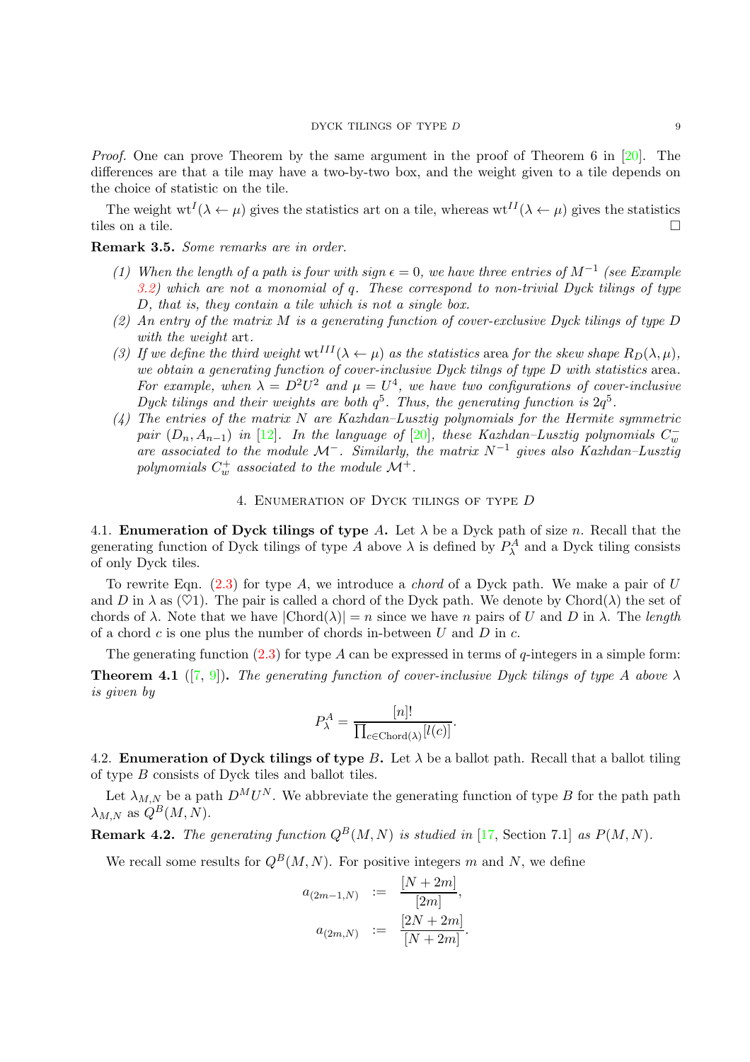*Proof.* One can prove Theorem by the same argument in the proof of Theorem 6 in [20]. The differences are that a tile may have a two-by-two box, and the weight given to a tile depends on the choice of statistic on the tile.

The weight $\mathrm{wt}^{I}(\lambda \leftarrow \mu)$ gives the statistics art on a tile, whereas $\mathrm{wt}^{II}(\lambda \leftarrow \mu)$ gives the statistics tiles on a tile. □

**Remark 3.5.** *Some remarks are in order.*

1. *When the length of a path is four with sign $\epsilon = 0$, we have three entries of $M^{-1}$ (see Example 3.2) which are not a monomial of $q$. These correspond to non-trivial Dyck tilings of type $D$, that is, they contain a tile which is not a single box.*
2. *An entry of the matrix $M$ is a generating function of cover-exclusive Dyck tilings of type $D$ with the weight* art.
3. *If we define the third weight $\mathrm{wt}^{III}(\lambda \leftarrow \mu)$ as the statistics* area *for the skew shape $R_D(\lambda, \mu)$, we obtain a generating function of cover-inclusive Dyck tilngs of type $D$ with statistics* area. *For example, when $\lambda = D^2U^2$ and $\mu = U^4$, we have two configurations of cover-inclusive Dyck tilings and their weights are both $q^5$. Thus, the generating function is $2q^5$.*
4. *The entries of the matrix $N$ are Kazhdan–Lusztig polynomials for the Hermite symmetric pair $(D_n, A_{n-1})$ in [12]. In the language of [20], these Kazhdan–Lusztig polynomials $C_w^-$ are associated to the module $\mathcal{M}^-$. Similarly, the matrix $N^{-1}$ gives also Kazhdan–Lusztig polynomials $C_w^+$ associated to the module $\mathcal{M}^+$.*

## 4. Enumeration of Dyck tilings of type $D$

**4.1. Enumeration of Dyck tilings of type $A$.** Let $\lambda$ be a Dyck path of size $n$. Recall that the generating function of Dyck tilings of type $A$ above $\lambda$ is defined by $P_\lambda^A$ and a Dyck tiling consists of only Dyck tiles.

To rewrite Eqn. (2.3) for type $A$, we introduce a *chord* of a Dyck path. We make a pair of $U$ and $D$ in $\lambda$ as (♡1). The pair is called a chord of the Dyck path. We denote by $\mathrm{Chord}(\lambda)$ the set of chords of $\lambda$. Note that we have $|\mathrm{Chord}(\lambda)| = n$ since we have $n$ pairs of $U$ and $D$ in $\lambda$. The *length* of a chord $c$ is one plus the number of chords in-between $U$ and $D$ in $c$.

The generating function (2.3) for type $A$ can be expressed in terms of $q$-integers in a simple form:

**Theorem 4.1** ([7, 9])**.** *The generating function of cover-inclusive Dyck tilings of type $A$ above $\lambda$ is given by*

$$P_\lambda^A = \frac{[n]!}{\prod_{c \in \mathrm{Chord}(\lambda)} [l(c)]}.$$

**4.2. Enumeration of Dyck tilings of type $B$.** Let $\lambda$ be a ballot path. Recall that a ballot tiling of type $B$ consists of Dyck tiles and ballot tiles.

Let $\lambda_{M,N}$ be a path $D^M U^N$. We abbreviate the generating function of type $B$ for the path path $\lambda_{M,N}$ as $Q^B(M,N)$.

**Remark 4.2.** *The generating function $Q^B(M,N)$ is studied in [17, Section 7.1] as $P(M,N)$.*

We recall some results for $Q^B(M,N)$. For positive integers $m$ and $N$, we define

$$\begin{aligned}
a_{(2m-1,N)} &:= \frac{[N+2m]}{[2m]}, \\
a_{(2m,N)} &:= \frac{[2N+2m]}{[N+2m]}.
\end{aligned}$$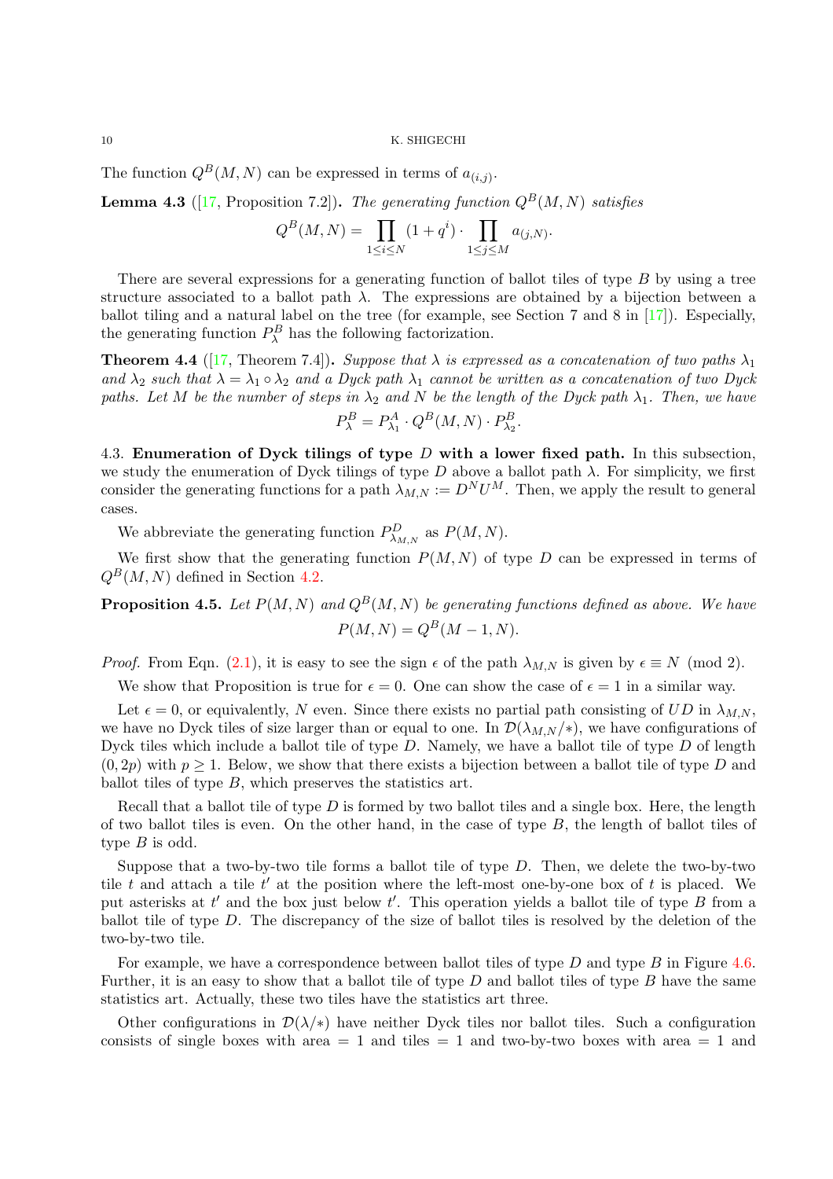The function $Q^B(M,N)$ can be expressed in terms of $a_{(i,j)}$.

**Lemma 4.3** ([17, Proposition 7.2]). *The generating function $Q^B(M,N)$ satisfies*

$$Q^B(M,N) = \prod_{1\le i\le N}(1+q^i)\cdot\prod_{1\le j\le M}a_{(j,N)}.$$

There are several expressions for a generating function of ballot tiles of type $B$ by using a tree structure associated to a ballot path $\lambda$. The expressions are obtained by a bijection between a ballot tiling and a natural label on the tree (for example, see Section 7 and 8 in [17]). Especially, the generating function $P^B_\lambda$ has the following factorization.

**Theorem 4.4** ([17, Theorem 7.4]). *Suppose that $\lambda$ is expressed as a concatenation of two paths $\lambda_1$ and $\lambda_2$ such that $\lambda=\lambda_1\circ\lambda_2$ and a Dyck path $\lambda_1$ cannot be written as a concatenation of two Dyck paths. Let $M$ be the number of steps in $\lambda_2$ and $N$ be the length of the Dyck path $\lambda_1$. Then, we have*

$$P^B_\lambda = P^A_{\lambda_1}\cdot Q^B(M,N)\cdot P^B_{\lambda_2}.$$

4.3. **Enumeration of Dyck tilings of type $D$ with a lower fixed path.** In this subsection, we study the enumeration of Dyck tilings of type $D$ above a ballot path $\lambda$. For simplicity, we first consider the generating functions for a path $\lambda_{M,N}:=D^NU^M$. Then, we apply the result to general cases.

We abbreviate the generating function $P^D_{\lambda_{M,N}}$ as $P(M,N)$.

We first show that the generating function $P(M,N)$ of type $D$ can be expressed in terms of $Q^B(M,N)$ defined in Section 4.2.

**Proposition 4.5.** *Let $P(M,N)$ and $Q^B(M,N)$ be generating functions defined as above. We have*

$$P(M,N)=Q^B(M-1,N).$$

*Proof.* From Eqn. (2.1), it is easy to see the sign $\epsilon$ of the path $\lambda_{M,N}$ is given by $\epsilon\equiv N \pmod 2$.

We show that Proposition is true for $\epsilon=0$. One can show the case of $\epsilon=1$ in a similar way.

Let $\epsilon=0$, or equivalently, $N$ even. Since there exists no partial path consisting of $UD$ in $\lambda_{M,N}$, we have no Dyck tiles of size larger than or equal to one. In $\mathcal{D}(\lambda_{M,N}/*)$, we have configurations of Dyck tiles which include a ballot tile of type $D$. Namely, we have a ballot tile of type $D$ of length $(0,2p)$ with $p\ge 1$. Below, we show that there exists a bijection between a ballot tile of type $D$ and ballot tiles of type $B$, which preserves the statistics art.

Recall that a ballot tile of type $D$ is formed by two ballot tiles and a single box. Here, the length of two ballot tiles is even. On the other hand, in the case of type $B$, the length of ballot tiles of type $B$ is odd.

Suppose that a two-by-two tile forms a ballot tile of type $D$. Then, we delete the two-by-two tile $t$ and attach a tile $t'$ at the position where the left-most one-by-one box of $t$ is placed. We put asterisks at $t'$ and the box just below $t'$. This operation yields a ballot tile of type $B$ from a ballot tile of type $D$. The discrepancy of the size of ballot tiles is resolved by the deletion of the two-by-two tile.

For example, we have a correspondence between ballot tiles of type $D$ and type $B$ in Figure 4.6. Further, it is an easy to show that a ballot tile of type $D$ and ballot tiles of type $B$ have the same statistics art. Actually, these two tiles have the statistics art three.

Other configurations in $\mathcal{D}(\lambda/*)$ have neither Dyck tiles nor ballot tiles. Such a configuration consists of single boxes with area $=1$ and tiles $=1$ and two-by-two boxes with area $=1$ and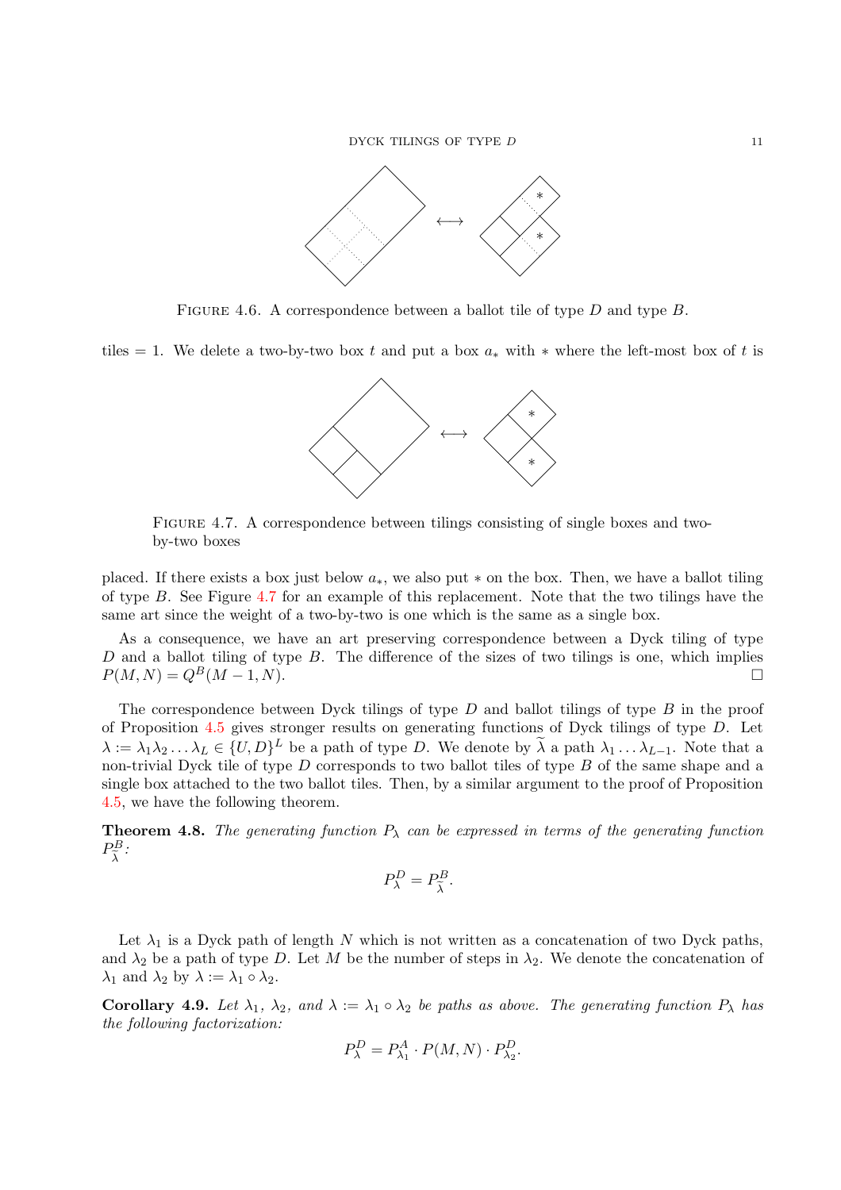FIGURE 4.6. A correspondence between a ballot tile of type $D$ and type $B$.

tiles = 1. We delete a two-by-two box $t$ and put a box $a_*$ with $*$ where the left-most box of $t$ is

FIGURE 4.7. A correspondence between tilings consisting of single boxes and two-by-two boxes

placed. If there exists a box just below $a_*$, we also put $*$ on the box. Then, we have a ballot tiling of type $B$. See Figure 4.7 for an example of this replacement. Note that the two tilings have the same art since the weight of a two-by-two is one which is the same as a single box.

As a consequence, we have an art preserving correspondence between a Dyck tiling of type $D$ and a ballot tiling of type $B$. The difference of the sizes of two tilings is one, which implies $P(M,N) = Q^B(M-1,N)$. □

The correspondence between Dyck tilings of type $D$ and ballot tilings of type $B$ in the proof of Proposition 4.5 gives stronger results on generating functions of Dyck tilings of type $D$. Let $\lambda := \lambda_1\lambda_2\ldots\lambda_L \in \{U,D\}^L$ be a path of type $D$. We denote by $\widetilde{\lambda}$ a path $\lambda_1\ldots\lambda_{L-1}$. Note that a non-trivial Dyck tile of type $D$ corresponds to two ballot tiles of type $B$ of the same shape and a single box attached to the two ballot tiles. Then, by a similar argument to the proof of Proposition 4.5, we have the following theorem.

**Theorem 4.8.** *The generating function $P_\lambda$ can be expressed in terms of the generating function $P^B_{\widetilde{\lambda}}$:*

$$P^D_\lambda = P^B_{\widetilde{\lambda}}.$$

Let $\lambda_1$ is a Dyck path of length $N$ which is not written as a concatenation of two Dyck paths, and $\lambda_2$ be a path of type $D$. Let $M$ be the number of steps in $\lambda_2$. We denote the concatenation of $\lambda_1$ and $\lambda_2$ by $\lambda := \lambda_1 \circ \lambda_2$.

**Corollary 4.9.** *Let $\lambda_1$, $\lambda_2$, and $\lambda := \lambda_1 \circ \lambda_2$ be paths as above. The generating function $P_\lambda$ has the following factorization:*

$$P^D_\lambda = P^A_{\lambda_1} \cdot P(M,N) \cdot P^D_{\lambda_2}.$$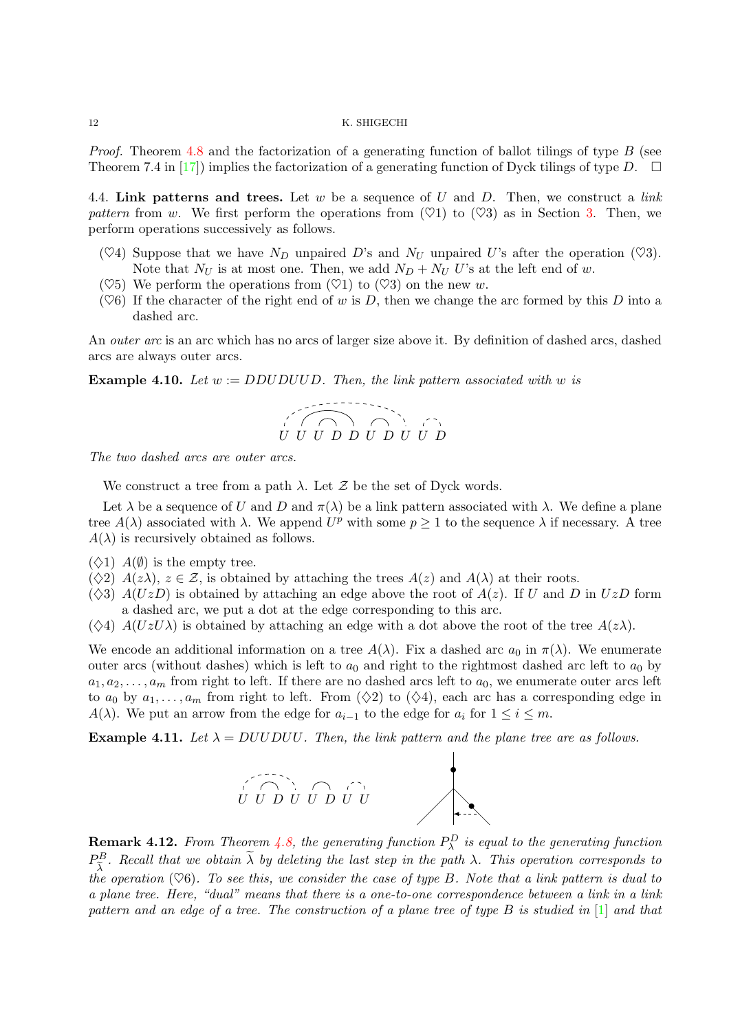*Proof.* Theorem 4.8 and the factorization of a generating function of ballot tilings of type $B$ (see Theorem 7.4 in [17]) implies the factorization of a generating function of Dyck tilings of type $D$. □

4.4. **Link patterns and trees.** Let $w$ be a sequence of $U$ and $D$. Then, we construct a *link pattern* from $w$. We first perform the operations from (♡1) to (♡3) as in Section 3. Then, we perform operations successively as follows.

- (♡4) Suppose that we have $N_D$ unpaired $D$'s and $N_U$ unpaired $U$'s after the operation (♡3). Note that $N_U$ is at most one. Then, we add $N_D + N_U$ $U$'s at the left end of $w$.
- (♡5) We perform the operations from (♡1) to (♡3) on the new $w$.
- (♡6) If the character of the right end of $w$ is $D$, then we change the arc formed by this $D$ into a dashed arc.

An *outer arc* is an arc which has no arcs of larger size above it. By definition of dashed arcs, dashed arcs are always outer arcs.

**Example 4.10.** *Let $w := DDUDUUD$. Then, the link pattern associated with $w$ is*

U U U D D U D U U D

*The two dashed arcs are outer arcs.*

We construct a tree from a path $\lambda$. Let $\mathcal{Z}$ be the set of Dyck words.

Let $\lambda$ be a sequence of $U$ and $D$ and $\pi(\lambda)$ be a link pattern associated with $\lambda$. We define a plane tree $A(\lambda)$ associated with $\lambda$. We append $U^p$ with some $p \geq 1$ to the sequence $\lambda$ if necessary. A tree $A(\lambda)$ is recursively obtained as follows.

- (◇1) $A(\emptyset)$ is the empty tree.
- (◇2) $A(z\lambda)$, $z \in \mathcal{Z}$, is obtained by attaching the trees $A(z)$ and $A(\lambda)$ at their roots.
- (◇3) $A(UzD)$ is obtained by attaching an edge above the root of $A(z)$. If $U$ and $D$ in $UzD$ form a dashed arc, we put a dot at the edge corresponding to this arc.
- (◇4) $A(UzU\lambda)$ is obtained by attaching an edge with a dot above the root of the tree $A(z\lambda)$.

We encode an additional information on a tree $A(\lambda)$. Fix a dashed arc $a_0$ in $\pi(\lambda)$. We enumerate outer arcs (without dashes) which is left to $a_0$ and right to the rightmost dashed arc left to $a_0$ by $a_1, a_2, \dots, a_m$ from right to left. If there are no dashed arcs left to $a_0$, we enumerate outer arcs left to $a_0$ by $a_1, \dots, a_m$ from right to left. From (◇2) to (◇4), each arc has a corresponding edge in $A(\lambda)$. We put an arrow from the edge for $a_{i-1}$ to the edge for $a_i$ for $1 \leq i \leq m$.

**Example 4.11.** *Let $\lambda = DUUDUU$. Then, the link pattern and the plane tree are as follows.*

U U D U U D U U

**Remark 4.12.** *From Theorem 4.8, the generating function $P^D_\lambda$ is equal to the generating function $P^B_{\widetilde{\lambda}}$. Recall that we obtain $\widetilde{\lambda}$ by deleting the last step in the path $\lambda$. This operation corresponds to the operation (♡6). To see this, we consider the case of type $B$. Note that a link pattern is dual to a plane tree. Here, "dual" means that there is a one-to-one correspondence between a link in a link pattern and an edge of a tree. The construction of a plane tree of type $B$ is studied in [1] and that*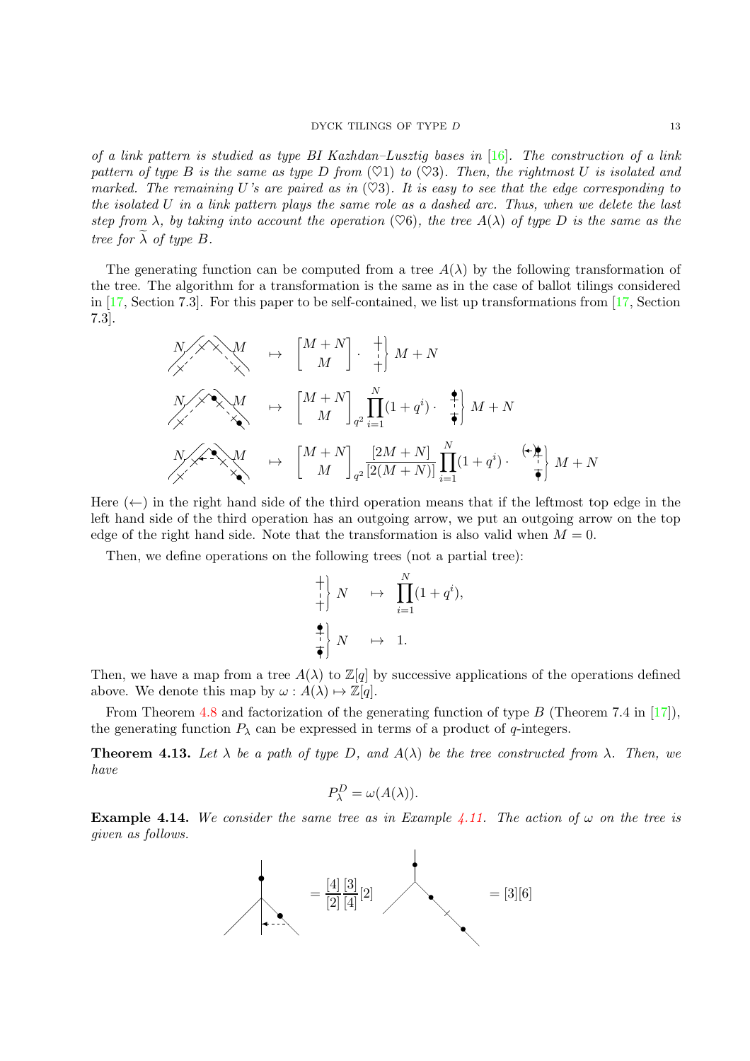*of a link pattern is studied as type BI Kazhdan–Lusztig bases in [16]. The construction of a link pattern of type B is the same as type D from (♡1) to (♡3). Then, the rightmost U is isolated and marked. The remaining U's are paired as in (♡3). It is easy to see that the edge corresponding to the isolated U in a link pattern plays the same role as a dashed arc. Thus, when we delete the last step from λ, by taking into account the operation (♡6), the tree A(λ) of type D is the same as the tree for $\widetilde{\lambda}$ of type B.*

The generating function can be computed from a tree $A(\lambda)$ by the following transformation of the tree. The algorithm for a transformation is the same as in the case of ballot tilings considered in [17, Section 7.3]. For this paper to be self-contained, we list up transformations from [17, Section 7.3].

$$\mapsto \begin{bmatrix} M+N \\ M \end{bmatrix} \cdot \quad \} \; M+N$$

$$\mapsto \begin{bmatrix} M+N \\ M \end{bmatrix}_{q^2} \prod_{i=1}^{N}(1+q^i) \cdot \quad \} \; M+N$$

$$\mapsto \begin{bmatrix} M+N \\ M \end{bmatrix}_{q^2} \frac{[2M+N]}{[2(M+N)]} \prod_{i=1}^{N}(1+q^i) \cdot \quad \} \; M+N$$

Here $(\leftarrow)$ in the right hand side of the third operation means that if the leftmost top edge in the left hand side of the third operation has an outgoing arrow, we put an outgoing arrow on the top edge of the right hand side. Note that the transformation is also valid when $M = 0$.

Then, we define operations on the following trees (not a partial tree):

$$\} \; N \quad \mapsto \quad \prod_{i=1}^{N}(1+q^i),$$

$$\} \; N \quad \mapsto \quad 1.$$

Then, we have a map from a tree $A(\lambda)$ to $\mathbb{Z}[q]$ by successive applications of the operations defined above. We denote this map by $\omega : A(\lambda) \mapsto \mathbb{Z}[q]$.

From Theorem 4.8 and factorization of the generating function of type $B$ (Theorem 7.4 in [17]), the generating function $P_\lambda$ can be expressed in terms of a product of $q$-integers.

**Theorem 4.13.** *Let $\lambda$ be a path of type $D$, and $A(\lambda)$ be the tree constructed from $\lambda$. Then, we have*

$$P_\lambda^D = \omega(A(\lambda)).$$

**Example 4.14.** *We consider the same tree as in Example 4.11. The action of $\omega$ on the tree is given as follows.*

$$= \frac{[4]}{[2]}\frac{[3]}{[4]}[2] \qquad = [3][6]$$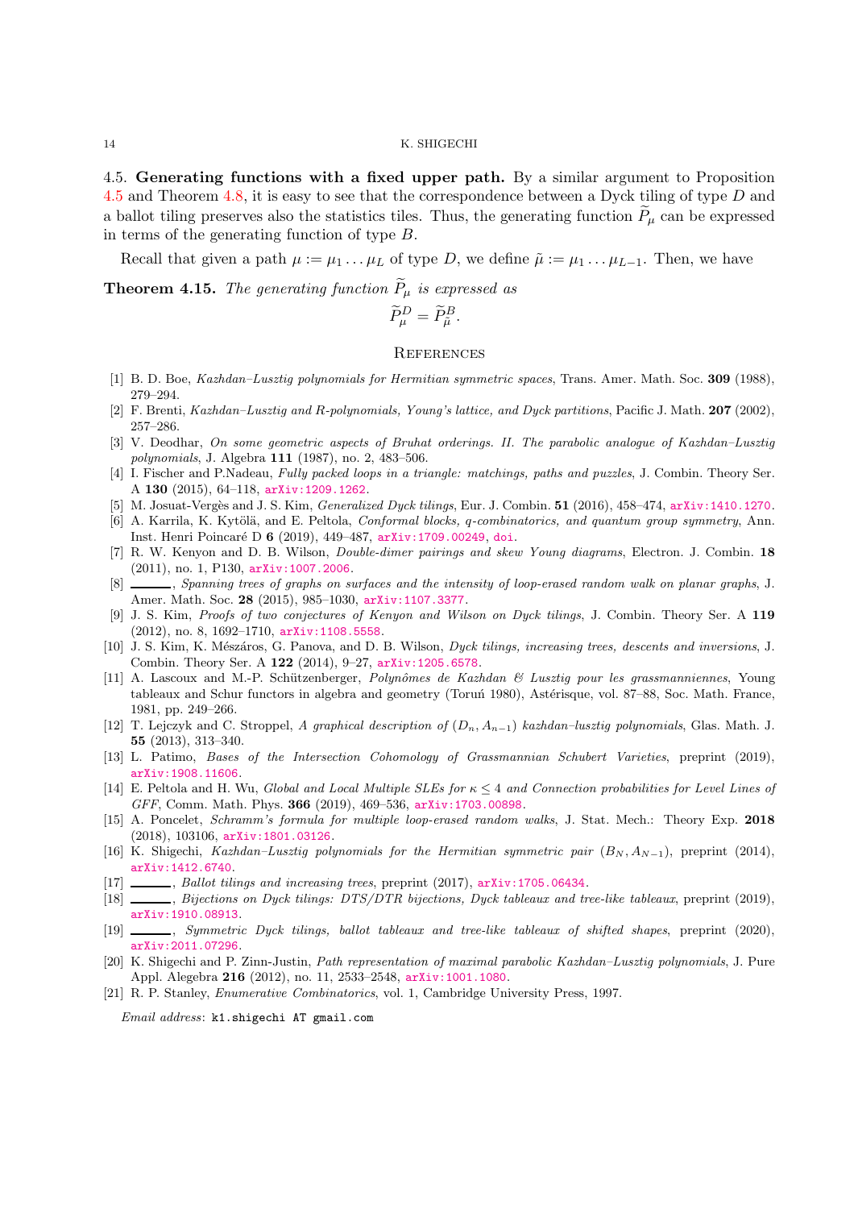4.5. **Generating functions with a fixed upper path.** By a similar argument to Proposition 4.5 and Theorem 4.8, it is easy to see that the correspondence between a Dyck tiling of type $D$ and a ballot tiling preserves also the statistics tiles. Thus, the generating function $\widetilde{P}_\mu$ can be expressed in terms of the generating function of type $B$.

Recall that given a path $\mu := \mu_1 \dots \mu_L$ of type $D$, we define $\tilde{\mu} := \mu_1 \dots \mu_{L-1}$. Then, we have

**Theorem 4.15.** *The generating function $\widetilde{P}_\mu$ is expressed as*

$$\widetilde{P}^D_\mu = \widetilde{P}^B_{\tilde{\mu}}.$$

## References

[1] B. D. Boe, *Kazhdan–Lusztig polynomials for Hermitian symmetric spaces*, Trans. Amer. Math. Soc. **309** (1988), 279–294.

[2] F. Brenti, *Kazhdan–Lusztig and R-polynomials, Young's lattice, and Dyck partitions*, Pacific J. Math. **207** (2002), 257–286.

[3] V. Deodhar, *On some geometric aspects of Bruhat orderings. II. The parabolic analogue of Kazhdan–Lusztig polynomials*, J. Algebra **111** (1987), no. 2, 483–506.

[4] I. Fischer and P.Nadeau, *Fully packed loops in a triangle: matchings, paths and puzzles*, J. Combin. Theory Ser. A **130** (2015), 64–118, arXiv:1209.1262.

[5] M. Josuat-Vergès and J. S. Kim, *Generalized Dyck tilings*, Eur. J. Combin. **51** (2016), 458–474, arXiv:1410.1270.

[6] A. Karrila, K. Kytölä, and E. Peltola, *Conformal blocks, q-combinatorics, and quantum group symmetry*, Ann. Inst. Henri Poincaré D **6** (2019), 449–487, arXiv:1709.00249, doi.

[7] R. W. Kenyon and D. B. Wilson, *Double-dimer pairings and skew Young diagrams*, Electron. J. Combin. **18** (2011), no. 1, P130, arXiv:1007.2006.

[8] ———, *Spanning trees of graphs on surfaces and the intensity of loop-erased random walk on planar graphs*, J. Amer. Math. Soc. **28** (2015), 985–1030, arXiv:1107.3377.

[9] J. S. Kim, *Proofs of two conjectures of Kenyon and Wilson on Dyck tilings*, J. Combin. Theory Ser. A **119** (2012), no. 8, 1692–1710, arXiv:1108.5558.

[10] J. S. Kim, K. Mészáros, G. Panova, and D. B. Wilson, *Dyck tilings, increasing trees, descents and inversions*, J. Combin. Theory Ser. A **122** (2014), 9–27, arXiv:1205.6578.

[11] A. Lascoux and M.-P. Schützenberger, *Polynômes de Kazhdan & Lusztig pour les grassmanniennes*, Young tableaux and Schur functors in algebra and geometry (Toruń 1980), Astérisque, vol. 87–88, Soc. Math. France, 1981, pp. 249–266.

[12] T. Lejczyk and C. Stroppel, *A graphical description of $(D_n, A_{n-1})$ kazhdan–lusztig polynomials*, Glas. Math. J. **55** (2013), 313–340.

[13] L. Patimo, *Bases of the Intersection Cohomology of Grassmannian Schubert Varieties*, preprint (2019), arXiv:1908.11606.

[14] E. Peltola and H. Wu, *Global and Local Multiple SLEs for $\kappa \le 4$ and Connection probabilities for Level Lines of GFF*, Comm. Math. Phys. **366** (2019), 469–536, arXiv:1703.00898.

[15] A. Poncelet, *Schramm's formula for multiple loop-erased random walks*, J. Stat. Mech.: Theory Exp. **2018** (2018), 103106, arXiv:1801.03126.

[16] K. Shigechi, *Kazhdan–Lusztig polynomials for the Hermitian symmetric pair $(B_N, A_{N-1})$*, preprint (2014), arXiv:1412.6740.

[17] ———, *Ballot tilings and increasing trees*, preprint (2017), arXiv:1705.06434.

[18] ———, *Bijections on Dyck tilings: DTS/DTR bijections, Dyck tableaux and tree-like tableaux*, preprint (2019), arXiv:1910.08913.

[19] ———, *Symmetric Dyck tilings, ballot tableaux and tree-like tableaux of shifted shapes*, preprint (2020), arXiv:2011.07296.

[20] K. Shigechi and P. Zinn-Justin, *Path representation of maximal parabolic Kazhdan–Lusztig polynomials*, J. Pure Appl. Alegebra **216** (2012), no. 11, 2533–2548, arXiv:1001.1080.

[21] R. P. Stanley, *Enumerative Combinatorics*, vol. 1, Cambridge University Press, 1997.

*Email address*: k1.shigechi AT gmail.com